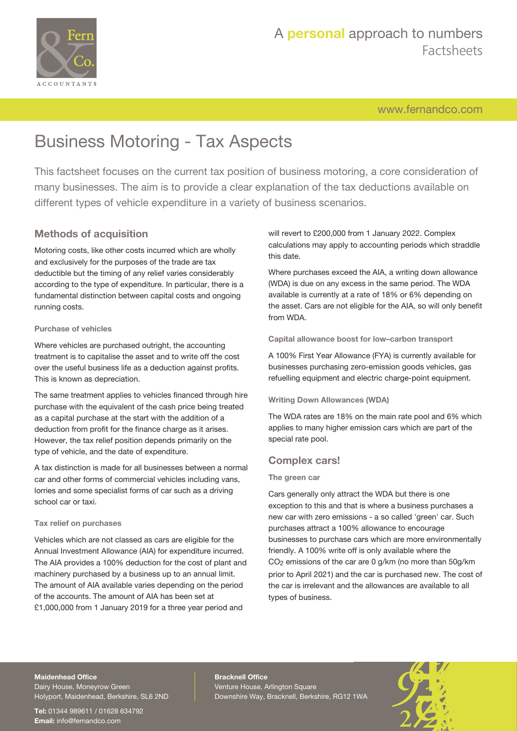# Business Motoring - Tax Aspects

This factsheet focuses on the current tax position of business motoring, a core consideration of many businesses. The aim is to provide a clear explanation of the tax deductions available on different types of vehicle expenditure in a variety of business scenarios.

## Methods of acquisition

Motoring costs, like other costs incurred which are wholly and exclusively for the purposes of the trade are tax deductible but the timing of any relief varies considerably according to the type of expenditure. In particular, there is a fundamental distinction between capital costs and ongoing running costs.

#### Purchase of vehicles

Where vehicles are purchased outright, the accounting treatment is to capitalise the asset and to write off the cost over the useful business life as a deduction against profits. This is known as depreciation.

The same treatment applies to vehicles financed through hire purchase with the equivalent of the cash price being treated as a capital purchase at the start with the addition of a deduction from profit for the finance charge as it arises. However, the tax relief position depends primarily on the type of vehicle, and the date of expenditure.

A tax distinction is made for all businesses between a normal car and other forms of commercial vehicles including vans, lorries and some specialist forms of car such as a driving school car or taxi.

#### Tax relief on purchases

Vehicles which are not classed as cars are eligible for the Annual Investment Allowance (AIA) for expenditure incurred. The AIA provides a 100% deduction for the cost of plant and machinery purchased by a business up to an annual limit. The amount of AIA available varies depending on the period of the accounts. The amount of AIA has been set at £1,000,000 from 1 January 2019 for a three year period and will revert to £200,000 from 1 January 2022. Complex calculations may apply to accounting periods which straddle this date.

Where purchases exceed the AIA, a writing down allowance (WDA) is due on any excess in the same period. The WDA available is currently at a rate of 18% or 6% depending on the asset. Cars are not eligible for the AIA, so will only benefit from WDA.

#### Capital allowance boost for low–carbon transport

A 100% First Year Allowance (FYA) is currently available for businesses purchasing zero-emission goods vehicles, gas refuelling equipment and electric charge-point equipment.

#### Writing Down Allowances (WDA)

The WDA rates are 18% on the main rate pool and 6% which applies to many higher emission cars which are part of the special rate pool.

## Complex cars!

#### The green car

Cars generally only attract the WDA but there is one exception to this and that is where a business purchases a new car with zero emissions - a so called 'green' car. Such purchases attract a 100% allowance to encourage businesses to purchase cars which are more environmentally friendly. A 100% write off is only available where the $CO_2$ emissions of the car are 0 g/km (no more than 50g/km prior to April 2021) and the car is purchased new. The cost of the car is irrelevant and the allowances are available to all types of business.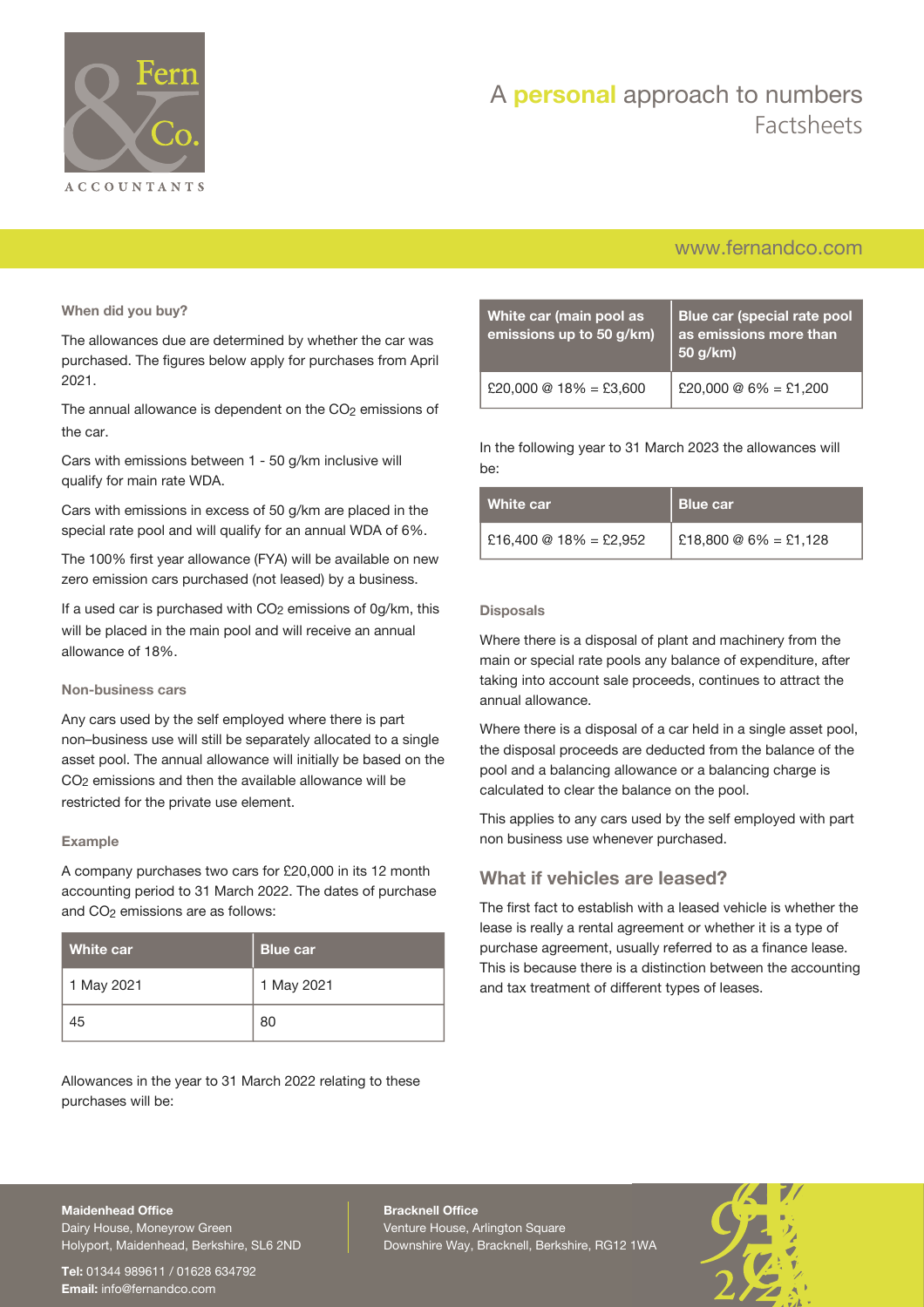### When did you buy?

The allowances due are determined by whether the car was purchased. The figures below apply for purchases from April 2021.

The annual allowance is dependent on the $CO_2$ emissions of the car.

Cars with emissions between 1 - 50 g/km inclusive will qualify for main rate WDA.

Cars with emissions in excess of 50 g/km are placed in the special rate pool and will qualify for an annual WDA of 6%.

The 100% first year allowance (FYA) will be available on new zero emission cars purchased (not leased) by a business.

If a used car is purchased with $CO_2$ emissions of 0g/km, this will be placed in the main pool and will receive an annual allowance of 18%.

### Non-business cars

Any cars used by the self employed where there is part non–business use will still be separately allocated to a single asset pool. The annual allowance will initially be based on the $CO_2$ emissions and then the available allowance will be restricted for the private use element.

### Example

A company purchases two cars for £20,000 in its 12 month accounting period to 31 March 2022. The dates of purchase and $CO_2$ emissions are as follows:

| White car | Blue car |
| --- | --- |
| 1 May 2021 | 1 May 2021 |
| 45 | 80 |

Allowances in the year to 31 March 2022 relating to these purchases will be:

| White car (main pool as emissions up to 50 g/km) | Blue car (special rate pool as emissions more than 50 g/km) |
| --- | --- |
| £20,000 @ 18% = £3,600 | £20,000 @ 6% = £1,200 |

In the following year to 31 March 2023 the allowances will be:

| White car | Blue car |
| --- | --- |
| £16,400 @ 18% = £2,952 | £18,800 @ 6% = £1,128 |

### Disposals

Where there is a disposal of plant and machinery from the main or special rate pools any balance of expenditure, after taking into account sale proceeds, continues to attract the annual allowance.

Where there is a disposal of a car held in a single asset pool, the disposal proceeds are deducted from the balance of the pool and a balancing allowance or a balancing charge is calculated to clear the balance on the pool.

This applies to any cars used by the self employed with part non business use whenever purchased.

## What if vehicles are leased?

The first fact to establish with a leased vehicle is whether the lease is really a rental agreement or whether it is a type of purchase agreement, usually referred to as a finance lease. This is because there is a distinction between the accounting and tax treatment of different types of leases.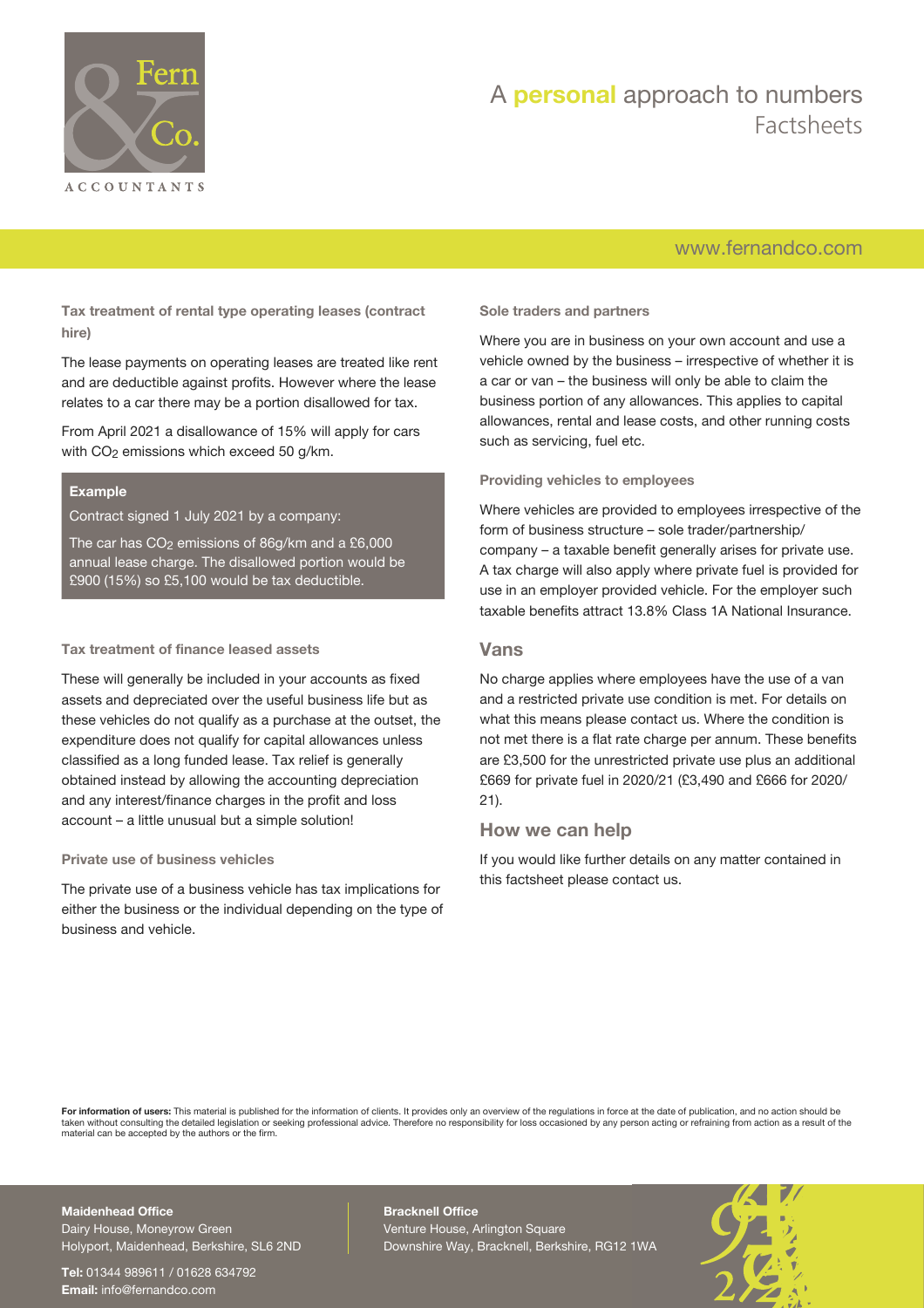### Tax treatment of rental type operating leases (contract hire)

The lease payments on operating leases are treated like rent and are deductible against profits. However where the lease relates to a car there may be a portion disallowed for tax.

From April 2021 a disallowance of 15% will apply for cars with $CO_2$ emissions which exceed 50 g/km.

**Example**

Contract signed 1 July 2021 by a company:

The car has $CO_2$ emissions of 86g/km and a £6,000 annual lease charge. The disallowed portion would be £900 (15%) so £5,100 would be tax deductible.

### Tax treatment of finance leased assets

These will generally be included in your accounts as fixed assets and depreciated over the useful business life but as these vehicles do not qualify as a purchase at the outset, the expenditure does not qualify for capital allowances unless classified as a long funded lease. Tax relief is generally obtained instead by allowing the accounting depreciation and any interest/finance charges in the profit and loss account – a little unusual but a simple solution!

### Private use of business vehicles

The private use of a business vehicle has tax implications for either the business or the individual depending on the type of business and vehicle.

### Sole traders and partners

Where you are in business on your own account and use a vehicle owned by the business – irrespective of whether it is a car or van – the business will only be able to claim the business portion of any allowances. This applies to capital allowances, rental and lease costs, and other running costs such as servicing, fuel etc.

### Providing vehicles to employees

Where vehicles are provided to employees irrespective of the form of business structure – sole trader/partnership/ company – a taxable benefit generally arises for private use. A tax charge will also apply where private fuel is provided for use in an employer provided vehicle. For the employer such taxable benefits attract 13.8% Class 1A National Insurance.

## Vans

No charge applies where employees have the use of a van and a restricted private use condition is met. For details on what this means please contact us. Where the condition is not met there is a flat rate charge per annum. These benefits are £3,500 for the unrestricted private use plus an additional £669 for private fuel in 2020/21 (£3,490 and £666 for 2020/ 21).

## How we can help

If you would like further details on any matter contained in this factsheet please contact us.

**For information of users:** This material is published for the information of clients. It provides only an overview of the regulations in force at the date of publication, and no action should be taken without consulting the detailed legislation or seeking professional advice. Therefore no responsibility for loss occasioned by any person acting or refraining from action as a result of the material can be accepted by the authors or the firm.